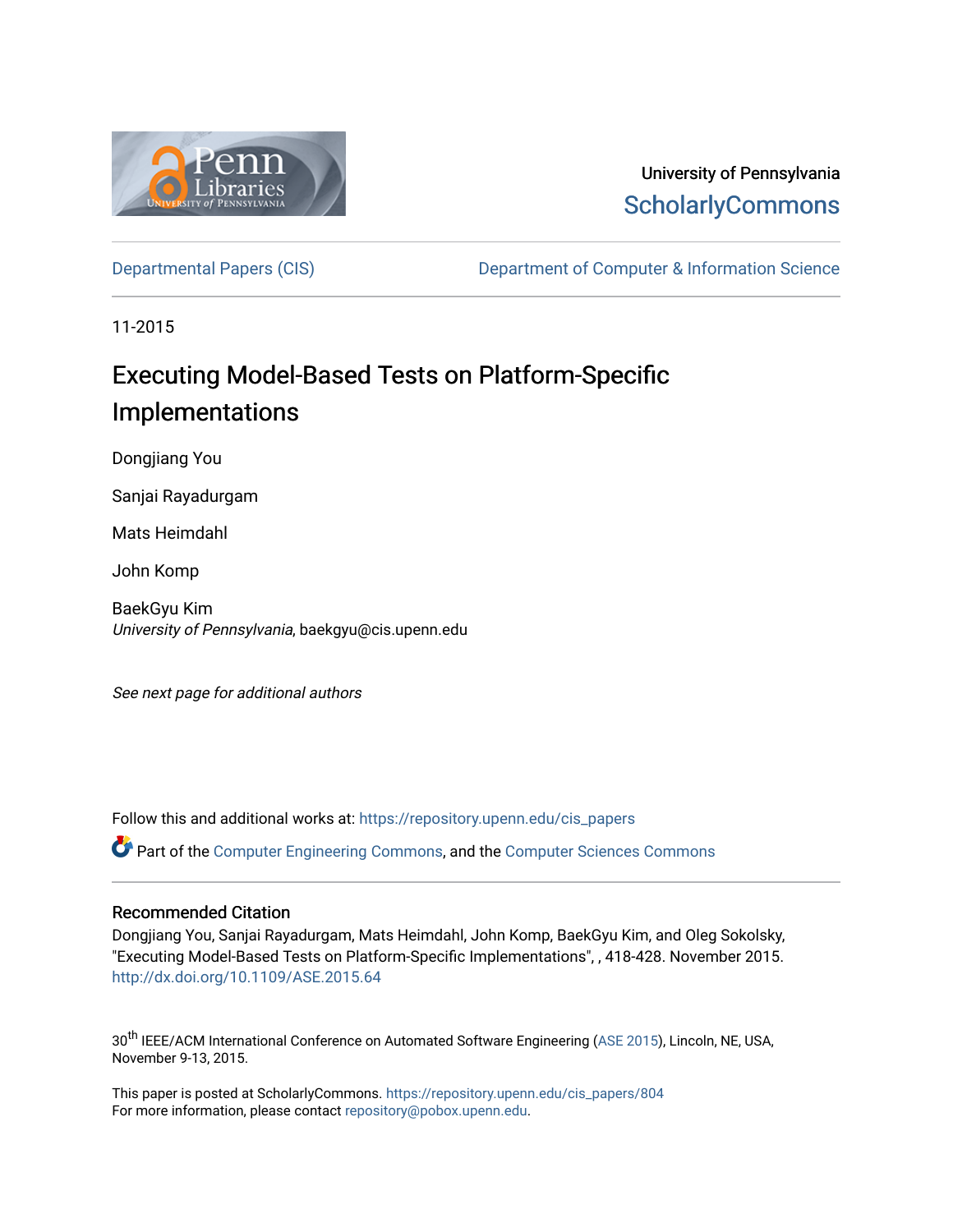University of Pennsylvania
ScholarlyCommons

Departmental Papers (CIS) | Department of Computer & Information Science

11-2015

# Executing Model-Based Tests on Platform-Specific Implementations

Dongjiang You

Sanjai Rayadurgam

Mats Heimdahl

John Komp

BaekGyu Kim
*University of Pennsylvania*, baekgyu@cis.upenn.edu

*See next page for additional authors*

Follow this and additional works at: https://repository.upenn.edu/cis_papers

Part of the Computer Engineering Commons, and the Computer Sciences Commons

## Recommended Citation

Dongjiang You, Sanjai Rayadurgam, Mats Heimdahl, John Komp, BaekGyu Kim, and Oleg Sokolsky, "Executing Model-Based Tests on Platform-Specific Implementations", , 418-428. November 2015. http://dx.doi.org/10.1109/ASE.2015.64

30th IEEE/ACM International Conference on Automated Software Engineering (ASE 2015), Lincoln, NE, USA, November 9-13, 2015.

This paper is posted at ScholarlyCommons. https://repository.upenn.edu/cis_papers/804
For more information, please contact repository@pobox.upenn.edu.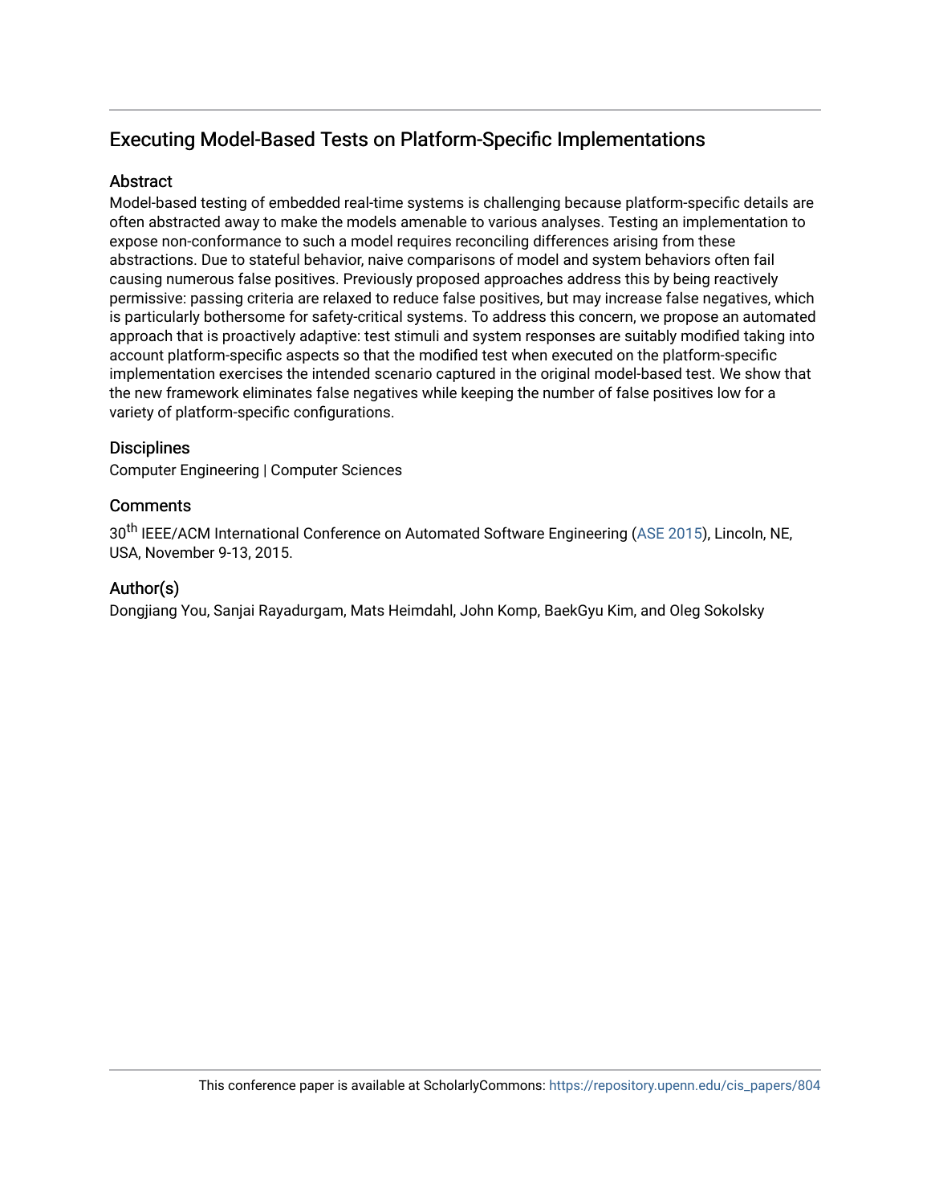# Executing Model-Based Tests on Platform-Specific Implementations

## Abstract

Model-based testing of embedded real-time systems is challenging because platform-specific details are often abstracted away to make the models amenable to various analyses. Testing an implementation to expose non-conformance to such a model requires reconciling differences arising from these abstractions. Due to stateful behavior, naive comparisons of model and system behaviors often fail causing numerous false positives. Previously proposed approaches address this by being reactively permissive: passing criteria are relaxed to reduce false positives, but may increase false negatives, which is particularly bothersome for safety-critical systems. To address this concern, we propose an automated approach that is proactively adaptive: test stimuli and system responses are suitably modified taking into account platform-specific aspects so that the modified test when executed on the platform-specific implementation exercises the intended scenario captured in the original model-based test. We show that the new framework eliminates false negatives while keeping the number of false positives low for a variety of platform-specific configurations.

## Disciplines

Computer Engineering | Computer Sciences

## Comments

30th IEEE/ACM International Conference on Automated Software Engineering (ASE 2015), Lincoln, NE, USA, November 9-13, 2015.

## Author(s)

Dongjiang You, Sanjai Rayadurgam, Mats Heimdahl, John Komp, BaekGyu Kim, and Oleg Sokolsky

This conference paper is available at ScholarlyCommons: https://repository.upenn.edu/cis_papers/804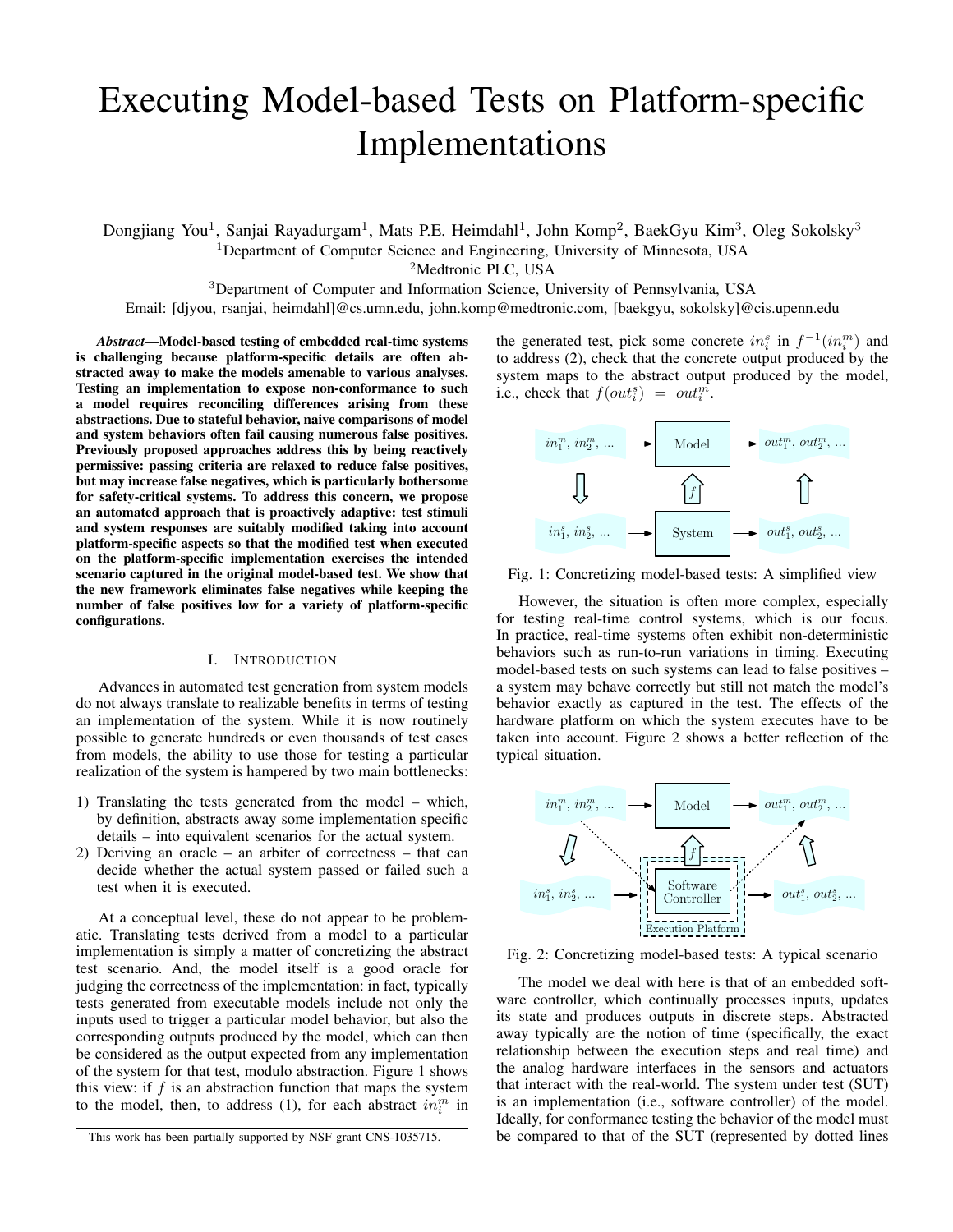# Executing Model-based Tests on Platform-specific Implementations

Dongjiang You[1], Sanjai Rayadurgam[1], Mats P.E. Heimdahl[1], John Komp[2], BaekGyu Kim[3], Oleg Sokolsky[3]

[1]Department of Computer Science and Engineering, University of Minnesota, USA

[2]Medtronic PLC, USA

[3]Department of Computer and Information Science, University of Pennsylvania, USA

Email: [djyou, rsanjai, heimdahl]@cs.umn.edu, john.komp@medtronic.com, [baekgyu, sokolsky]@cis.upenn.edu

***Abstract*—Model-based testing of embedded real-time systems is challenging because platform-specific details are often abstracted away to make the models amenable to various analyses. Testing an implementation to expose non-conformance to such a model requires reconciling differences arising from these abstractions. Due to stateful behavior, naive comparisons of model and system behaviors often fail causing numerous false positives. Previously proposed approaches address this by being reactively permissive: passing criteria are relaxed to reduce false positives, but may increase false negatives, which is particularly bothersome for safety-critical systems. To address this concern, we propose an automated approach that is proactively adaptive: test stimuli and system responses are suitably modified taking into account platform-specific aspects so that the modified test when executed on the platform-specific implementation exercises the intended scenario captured in the original model-based test. We show that the new framework eliminates false negatives while keeping the number of false positives low for a variety of platform-specific configurations.**

## I. Introduction

Advances in automated test generation from system models do not always translate to realizable benefits in terms of testing an implementation of the system. While it is now routinely possible to generate hundreds or even thousands of test cases from models, the ability to use those for testing a particular realization of the system is hampered by two main bottlenecks:

1) Translating the tests generated from the model – which, by definition, abstracts away some implementation specific details – into equivalent scenarios for the actual system.
2) Deriving an oracle – an arbiter of correctness – that can decide whether the actual system passed or failed such a test when it is executed.

At a conceptual level, these do not appear to be problematic. Translating tests derived from a model to a particular implementation is simply a matter of concretizing the abstract test scenario. And, the model itself is a good oracle for judging the correctness of the implementation: in fact, typically tests generated from executable models include not only the inputs used to trigger a particular model behavior, but also the corresponding outputs produced by the model, which can then be considered as the output expected from any implementation of the system for that test, modulo abstraction. Figure 1 shows this view: if $f$ is an abstraction function that maps the system to the model, then, to address (1), for each abstract $in_i^m$ in the generated test, pick some concrete $in_i^s$ in $f^{-1}(in_i^m)$ and to address (2), check that the concrete output produced by the system maps to the abstract output produced by the model, i.e., check that $f(out_i^s) = out_i^m$.

$in_1^m, in_2^m, ...$ Model $out_1^m, out_2^m, ...$
$f$
$in_1^s, in_2^s, ...$ System $out_1^s, out_2^s, ...$

Fig. 1: Concretizing model-based tests: A simplified view

However, the situation is often more complex, especially for testing real-time control systems, which is our focus. In practice, real-time systems often exhibit non-deterministic behaviors such as run-to-run variations in timing. Executing model-based tests on such systems can lead to false positives – a system may behave correctly but still not match the model's behavior exactly as captured in the test. The effects of the hardware platform on which the system executes have to be taken into account. Figure 2 shows a better reflection of the typical situation.

$in_1^m, in_2^m, ...$ Model $out_1^m, out_2^m, ...$
$f$
$in_1^s, in_2^s, ...$ Software Controller $out_1^s, out_2^s, ...$
Execution Platform

Fig. 2: Concretizing model-based tests: A typical scenario

The model we deal with here is that of an embedded software controller, which continually processes inputs, updates its state and produces outputs in discrete steps. Abstracted away typically are the notion of time (specifically, the exact relationship between the execution steps and real time) and the analog hardware interfaces in the sensors and actuators that interact with the real-world. The system under test (SUT) is an implementation (i.e., software controller) of the model. Ideally, for conformance testing the behavior of the model must be compared to that of the SUT (represented by dotted lines

This work has been partially supported by NSF grant CNS-1035715.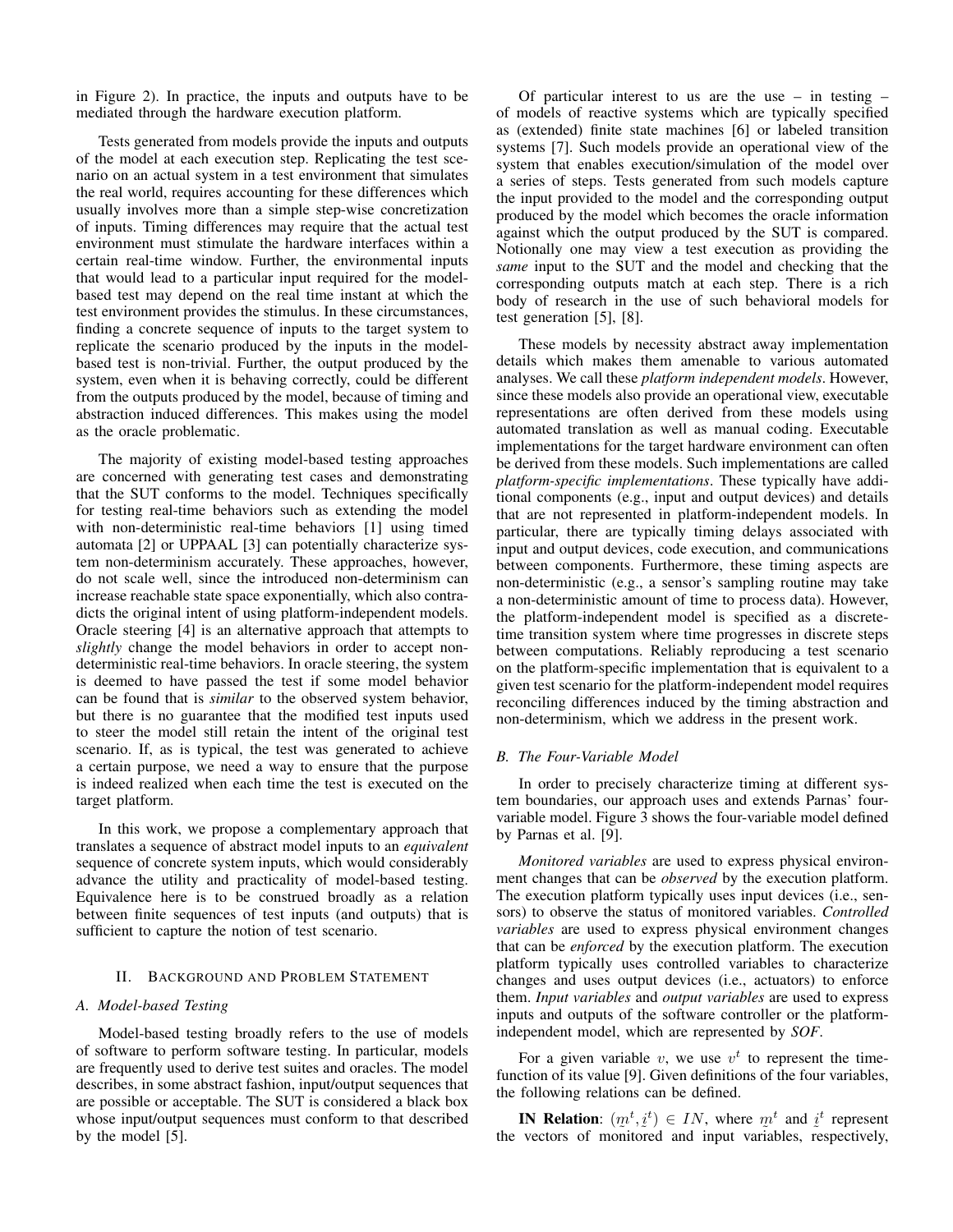in Figure 2). In practice, the inputs and outputs have to be mediated through the hardware execution platform.

Tests generated from models provide the inputs and outputs of the model at each execution step. Replicating the test scenario on an actual system in a test environment that simulates the real world, requires accounting for these differences which usually involves more than a simple step-wise concretization of inputs. Timing differences may require that the actual test environment must stimulate the hardware interfaces within a certain real-time window. Further, the environmental inputs that would lead to a particular input required for the model-based test may depend on the real time instant at which the test environment provides the stimulus. In these circumstances, finding a concrete sequence of inputs to the target system to replicate the scenario produced by the inputs in the model-based test is non-trivial. Further, the output produced by the system, even when it is behaving correctly, could be different from the outputs produced by the model, because of timing and abstraction induced differences. This makes using the model as the oracle problematic.

The majority of existing model-based testing approaches are concerned with generating test cases and demonstrating that the SUT conforms to the model. Techniques specifically for testing real-time behaviors such as extending the model with non-deterministic real-time behaviors [1] using timed automata [2] or UPPAAL [3] can potentially characterize system non-determinism accurately. These approaches, however, do not scale well, since the introduced non-determinism can increase reachable state space exponentially, which also contradicts the original intent of using platform-independent models. Oracle steering [4] is an alternative approach that attempts to *slightly* change the model behaviors in order to accept non-deterministic real-time behaviors. In oracle steering, the system is deemed to have passed the test if some model behavior can be found that is *similar* to the observed system behavior, but there is no guarantee that the modified test inputs used to steer the model still retain the intent of the original test scenario. If, as is typical, the test was generated to achieve a certain purpose, we need a way to ensure that the purpose is indeed realized when each time the test is executed on the target platform.

In this work, we propose a complementary approach that translates a sequence of abstract model inputs to an *equivalent* sequence of concrete system inputs, which would considerably advance the utility and practicality of model-based testing. Equivalence here is to be construed broadly as a relation between finite sequences of test inputs (and outputs) that is sufficient to capture the notion of test scenario.

## II. Background and Problem Statement

### A. Model-based Testing

Model-based testing broadly refers to the use of models of software to perform software testing. In particular, models are frequently used to derive test suites and oracles. The model describes, in some abstract fashion, input/output sequences that are possible or acceptable. The SUT is considered a black box whose input/output sequences must conform to that described by the model [5].

Of particular interest to us are the use – in testing – of models of reactive systems which are typically specified as (extended) finite state machines [6] or labeled transition systems [7]. Such models provide an operational view of the system that enables execution/simulation of the model over a series of steps. Tests generated from such models capture the input provided to the model and the corresponding output produced by the model which becomes the oracle information against which the output produced by the SUT is compared. Notionally one may view a test execution as providing the *same* input to the SUT and the model and checking that the corresponding outputs match at each step. There is a rich body of research in the use of such behavioral models for test generation [5], [8].

These models by necessity abstract away implementation details which makes them amenable to various automated analyses. We call these *platform independent models*. However, since these models also provide an operational view, executable representations are often derived from these models using automated translation as well as manual coding. Executable implementations for the target hardware environment can often be derived from these models. Such implementations are called *platform-specific implementations*. These typically have additional components (e.g., input and output devices) and details that are not represented in platform-independent models. In particular, there are typically timing delays associated with input and output devices, code execution, and communications between components. Furthermore, these timing aspects are non-deterministic (e.g., a sensor's sampling routine may take a non-deterministic amount of time to process data). However, the platform-independent model is specified as a discrete-time transition system where time progresses in discrete steps between computations. Reliably reproducing a test scenario on the platform-specific implementation that is equivalent to a given test scenario for the platform-independent model requires reconciling differences induced by the timing abstraction and non-determinism, which we address in the present work.

### B. The Four-Variable Model

In order to precisely characterize timing at different system boundaries, our approach uses and extends Parnas' four-variable model. Figure 3 shows the four-variable model defined by Parnas et al. [9].

*Monitored variables* are used to express physical environment changes that can be *observed* by the execution platform. The execution platform typically uses input devices (i.e., sensors) to observe the status of monitored variables. *Controlled variables* are used to express physical environment changes that can be *enforced* by the execution platform. The execution platform typically uses controlled variables to characterize changes and uses output devices (i.e., actuators) to enforce them. *Input variables* and *output variables* are used to express inputs and outputs of the software controller or the platform-independent model, which are represented by *SOF*.

For a given variable $v$, we use $v^t$ to represent the time-function of its value [9]. Given definitions of the four variables, the following relations can be defined.

**IN Relation**: $(\underline{m}^t, \underline{i}^t) \in IN$, where $\underline{m}^t$ and $\underline{i}^t$ represent the vectors of monitored and input variables, respectively,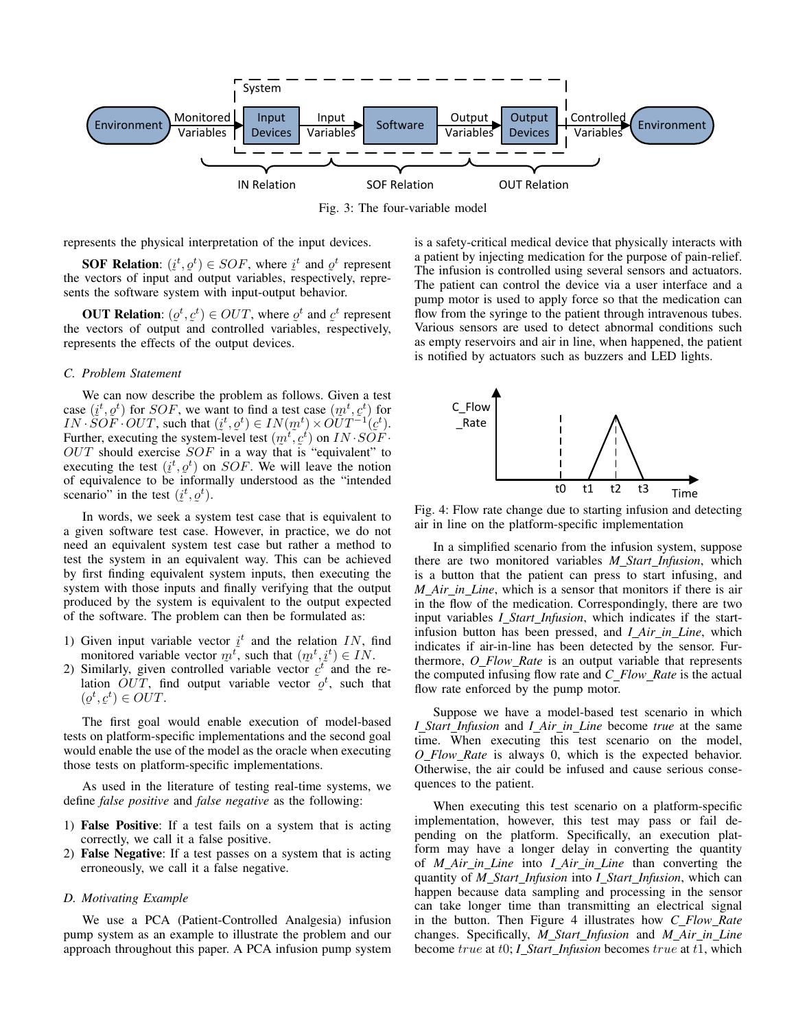Fig. 3: The four-variable model

represents the physical interpretation of the input devices.

**SOF Relation**: $(\underset{\sim}{i}^t, \underset{\sim}{o}^t) \in SOF$, where $\underset{\sim}{i}^t$ and $\underset{\sim}{o}^t$ represent the vectors of input and output variables, respectively, represents the software system with input-output behavior.

**OUT Relation**: $(\underset{\sim}{o}^t, \underset{\sim}{c}^t) \in OUT$, where $\underset{\sim}{o}^t$ and $\underset{\sim}{c}^t$ represent the vectors of output and controlled variables, respectively, represents the effects of the output devices.

### C. Problem Statement

We can now describe the problem as follows. Given a test case $(\underset{\sim}{i}^t, \underset{\sim}{o}^t)$ for $SOF$, we want to find a test case $(\underset{\sim}{m}^t, \underset{\sim}{c}^t)$ for $IN \cdot SOF \cdot OUT$, such that $(\underset{\sim}{i}^t, \underset{\sim}{o}^t) \in IN(\underset{\sim}{m}^t) \times OUT^{-1}(\underset{\sim}{c}^t)$. Further, executing the system-level test $(\underset{\sim}{m}^t, \underset{\sim}{c}^t)$ on $IN \cdot SOF \cdot OUT$ should exercise $SOF$ in a way that is "equivalent" to executing the test $(\underset{\sim}{i}^t, \underset{\sim}{o}^t)$ on $SOF$. We will leave the notion of equivalence to be informally understood as the "intended scenario" in the test $(\underset{\sim}{i}^t, \underset{\sim}{o}^t)$.

In words, we seek a system test case that is equivalent to a given software test case. However, in practice, we do not need an equivalent system test case but rather a method to test the system in an equivalent way. This can be achieved by first finding equivalent system inputs, then executing the system with those inputs and finally verifying that the output produced by the system is equivalent to the output expected of the software. The problem can then be formulated as:

1) Given input variable vector $\underset{\sim}{i}^t$ and the relation $IN$, find monitored variable vector $\underset{\sim}{m}^t$, such that $(\underset{\sim}{m}^t, \underset{\sim}{i}^t) \in IN$.
2) Similarly, given controlled variable vector $\underset{\sim}{c}^t$ and the relation $OUT$, find output variable vector $\underset{\sim}{o}^t$, such that $(\underset{\sim}{o}^t, \underset{\sim}{c}^t) \in OUT$.

The first goal would enable execution of model-based tests on platform-specific implementations and the second goal would enable the use of the model as the oracle when executing those tests on platform-specific implementations.

As used in the literature of testing real-time systems, we define *false positive* and *false negative* as the following:

1) **False Positive**: If a test fails on a system that is acting correctly, we call it a false positive.
2) **False Negative**: If a test passes on a system that is acting erroneously, we call it a false negative.

### D. Motivating Example

We use a PCA (Patient-Controlled Analgesia) infusion pump system as an example to illustrate the problem and our approach throughout this paper. A PCA infusion pump system is a safety-critical medical device that physically interacts with a patient by injecting medication for the purpose of pain-relief. The infusion is controlled using several sensors and actuators. The patient can control the device via a user interface and a pump motor is used to apply force so that the medication can flow from the syringe to the patient through intravenous tubes. Various sensors are used to detect abnormal conditions such as empty reservoirs and air in line, when happened, the patient is notified by actuators such as buzzers and LED lights.

Fig. 4: Flow rate change due to starting infusion and detecting air in line on the platform-specific implementation

In a simplified scenario from the infusion system, suppose there are two monitored variables *M_Start_Infusion*, which is a button that the patient can press to start infusing, and *M_Air_in_Line*, which is a sensor that monitors if there is air in the flow of the medication. Correspondingly, there are two input variables *I_Start_Infusion*, which indicates if the start-infusion button has been pressed, and *I_Air_in_Line*, which indicates if air-in-line has been detected by the sensor. Furthermore, *O_Flow_Rate* is an output variable that represents the computed infusing flow rate and *C_Flow_Rate* is the actual flow rate enforced by the pump motor.

Suppose we have a model-based test scenario in which *I_Start_Infusion* and *I_Air_in_Line* become *true* at the same time. When executing this test scenario on the model, *O_Flow_Rate* is always 0, which is the expected behavior. Otherwise, the air could be infused and cause serious consequences to the patient.

When executing this test scenario on a platform-specific implementation, however, this test may pass or fail depending on the platform. Specifically, an execution platform may have a longer delay in converting the quantity of *M_Air_in_Line* into *I_Air_in_Line* than converting the quantity of *M_Start_Infusion* into *I_Start_Infusion*, which can happen because data sampling and processing in the sensor can take longer time than transmitting an electrical signal in the button. Then Figure 4 illustrates how *C_Flow_Rate* changes. Specifically, *M_Start_Infusion* and *M_Air_in_Line* become $true$ at $t0$; *I_Start_Infusion* becomes $true$ at $t1$, which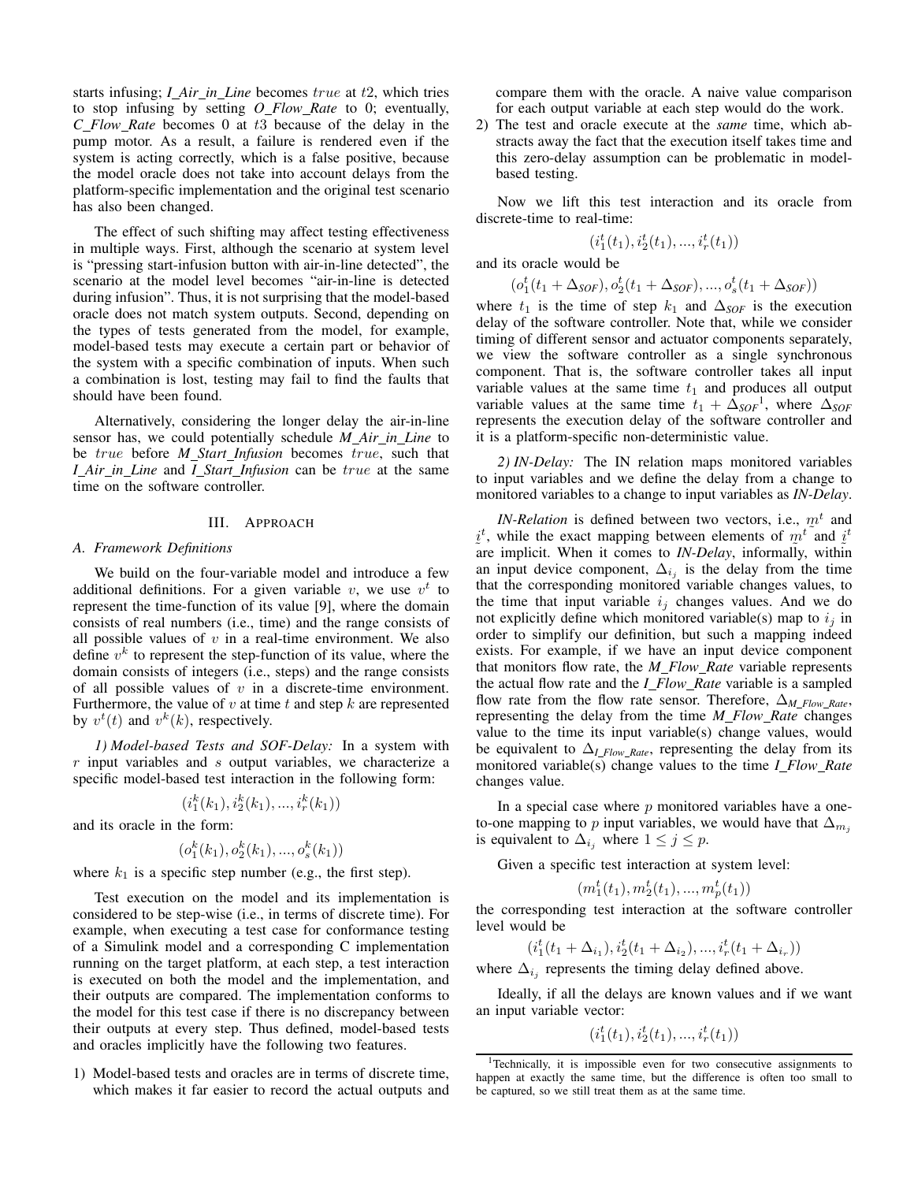starts infusing; *I_Air_in_Line* becomes $true$ at $t2$, which tries to stop infusing by setting *O_Flow_Rate* to 0; eventually, *C_Flow_Rate* becomes 0 at $t3$ because of the delay in the pump motor. As a result, a failure is rendered even if the system is acting correctly, which is a false positive, because the model oracle does not take into account delays from the platform-specific implementation and the original test scenario has also been changed.

The effect of such shifting may affect testing effectiveness in multiple ways. First, although the scenario at system level is "pressing start-infusion button with air-in-line detected", the scenario at the model level becomes "air-in-line is detected during infusion". Thus, it is not surprising that the model-based oracle does not match system outputs. Second, depending on the types of tests generated from the model, for example, model-based tests may execute a certain part or behavior of the system with a specific combination of inputs. When such a combination is lost, testing may fail to find the faults that should have been found.

Alternatively, considering the longer delay the air-in-line sensor has, we could potentially schedule *M_Air_in_Line* to be $true$ before *M_Start_Infusion* becomes $true$, such that *I_Air_in_Line* and *I_Start_Infusion* can be $true$ at the same time on the software controller.

## III. Approach

### A. Framework Definitions

We build on the four-variable model and introduce a few additional definitions. For a given variable $v$, we use $v^t$ to represent the time-function of its value [9], where the domain consists of real numbers (i.e., time) and the range consists of all possible values of $v$ in a real-time environment. We also define $v^k$ to represent the step-function of its value, where the domain consists of integers (i.e., steps) and the range consists of all possible values of $v$ in a discrete-time environment. Furthermore, the value of $v$ at time $t$ and step $k$ are represented by $v^t(t)$ and $v^k(k)$, respectively.

*1) Model-based Tests and SOF-Delay:* In a system with $r$ input variables and $s$ output variables, we characterize a specific model-based test interaction in the following form:

$$(i_1^k(k_1), i_2^k(k_1), ..., i_r^k(k_1))$$

and its oracle in the form:

$$(o_1^k(k_1), o_2^k(k_1), ..., o_s^k(k_1))$$

where $k_1$ is a specific step number (e.g., the first step).

Test execution on the model and its implementation is considered to be step-wise (i.e., in terms of discrete time). For example, when executing a test case for conformance testing of a Simulink model and a corresponding C implementation running on the target platform, at each step, a test interaction is executed on both the model and the implementation, and their outputs are compared. The implementation conforms to the model for this test case if there is no discrepancy between their outputs at every step. Thus defined, model-based tests and oracles implicitly have the following two features.

1) Model-based tests and oracles are in terms of discrete time, which makes it far easier to record the actual outputs and compare them with the oracle. A naive value comparison for each output variable at each step would do the work.
2) The test and oracle execute at the *same* time, which abstracts away the fact that the execution itself takes time and this zero-delay assumption can be problematic in model-based testing.

Now we lift this test interaction and its oracle from discrete-time to real-time:

$$(i_1^t(t_1), i_2^t(t_1), ..., i_r^t(t_1))$$

and its oracle would be

$$(o_1^t(t_1 + \Delta_{SOF}), o_2^t(t_1 + \Delta_{SOF}), ..., o_s^t(t_1 + \Delta_{SOF}))$$

where $t_1$ is the time of step $k_1$ and $\Delta_{SOF}$ is the execution delay of the software controller. Note that, while we consider timing of different sensor and actuator components separately, we view the software controller as a single synchronous component. That is, the software controller takes all input variable values at the same time $t_1$ and produces all output variable values at the same time $t_1 + \Delta_{SOF}$[1], where $\Delta_{SOF}$ represents the execution delay of the software controller and it is a platform-specific non-deterministic value.

*2) IN-Delay:* The IN relation maps monitored variables to input variables and we define the delay from a change to monitored variables to a change to input variables as *IN-Delay*.

*IN-Relation* is defined between two vectors, i.e., $\underline{m}^t$ and $\underline{i}^t$, while the exact mapping between elements of $\underline{m}^t$ and $\underline{i}^t$ are implicit. When it comes to *IN-Delay*, informally, within an input device component, $\Delta_{i_j}$ is the delay from the time that the corresponding monitored variable changes values, to the time that input variable $i_j$ changes values. And we do not explicitly define which monitored variable(s) map to $i_j$ in order to simplify our definition, but such a mapping indeed exists. For example, if we have an input device component that monitors flow rate, the *M_Flow_Rate* variable represents the actual flow rate and the *I_Flow_Rate* variable is a sampled flow rate from the flow rate sensor. Therefore, $\Delta_{M\_Flow\_Rate}$, representing the delay from the time *M_Flow_Rate* changes value to the time its input variable(s) change values, would be equivalent to $\Delta_{I\_Flow\_Rate}$, representing the delay from its monitored variable(s) change values to the time *I_Flow_Rate* changes value.

In a special case where $p$ monitored variables have a one-to-one mapping to $p$ input variables, we would have that $\Delta_{m_j}$ is equivalent to $\Delta_{i_j}$ where $1 \leq j \leq p$.

Given a specific test interaction at system level:

$$(m_1^t(t_1), m_2^t(t_1), ..., m_p^t(t_1))$$

the corresponding test interaction at the software controller level would be

$$(i_1^t(t_1 + \Delta_{i_1}), i_2^t(t_1 + \Delta_{i_2}), ..., i_r^t(t_1 + \Delta_{i_r}))$$

where $\Delta_{i_j}$ represents the timing delay defined above.

Ideally, if all the delays are known values and if we want an input variable vector:

$$(i_1^t(t_1), i_2^t(t_1), ..., i_r^t(t_1))$$

[1] Technically, it is impossible even for two consecutive assignments to happen at exactly the same time, but the difference is often too small to be captured, so we still treat them as at the same time.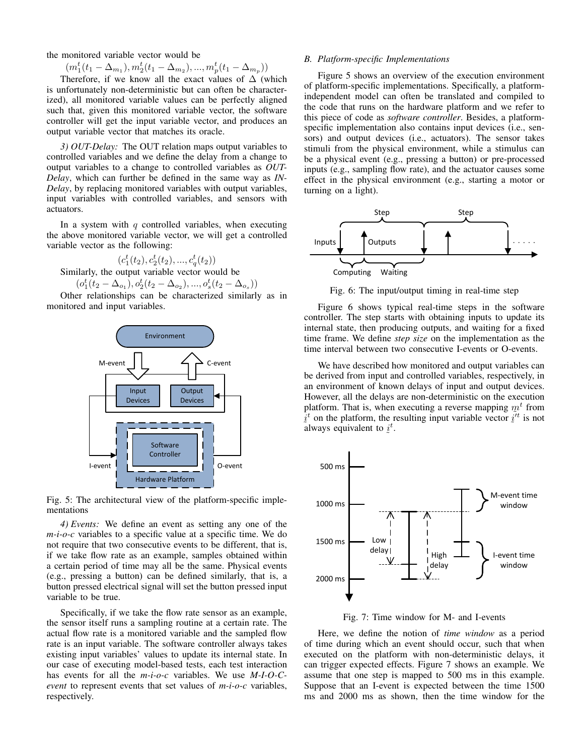the monitored variable vector would be

$$(m_1^t(t_1 - \Delta_{m_1}), m_2^t(t_1 - \Delta_{m_2}), ..., m_p^t(t_1 - \Delta_{m_p}))$$

Therefore, if we know all the exact values of $\Delta$ (which is unfortunately non-deterministic but can often be characterized), all monitored variable values can be perfectly aligned such that, given this monitored variable vector, the software controller will get the input variable vector, and produces an output variable vector that matches its oracle.

*3) OUT-Delay:* The OUT relation maps output variables to controlled variables and we define the delay from a change to output variables to a change to controlled variables as *OUT-Delay*, which can further be defined in the same way as *IN-Delay*, by replacing monitored variables with output variables, input variables with controlled variables, and sensors with actuators.

In a system with $q$ controlled variables, when executing the above monitored variable vector, we will get a controlled variable vector as the following:

$$(c_1^t(t_2), c_2^t(t_2), ..., c_q^t(t_2))$$

Similarly, the output variable vector would be

$$(o_1^t(t_2 - \Delta_{o_1}), o_2^t(t_2 - \Delta_{o_2}), ..., o_s^t(t_2 - \Delta_{o_s}))$$

Other relationships can be characterized similarly as in monitored and input variables.

Fig. 5: The architectural view of the platform-specific implementations

*4) Events:* We define an event as setting any one of the *m-i-o-c* variables to a specific value at a specific time. We do not require that two consecutive events to be different, that is, if we take flow rate as an example, samples obtained within a certain period of time may all be the same. Physical events (e.g., pressing a button) can be defined similarly, that is, a button pressed electrical signal will set the button pressed input variable to be true.

Specifically, if we take the flow rate sensor as an example, the sensor itself runs a sampling routine at a certain rate. The actual flow rate is a monitored variable and the sampled flow rate is an input variable. The software controller always takes existing input variables' values to update its internal state. In our case of executing model-based tests, each test interaction has events for all the *m-i-o-c* variables. We use *M-I-O-C-event* to represent events that set values of *m-i-o-c* variables, respectively.

### B. Platform-specific Implementations

Figure 5 shows an overview of the execution environment of platform-specific implementations. Specifically, a platform-independent model can often be translated and compiled to the code that runs on the hardware platform and we refer to this piece of code as *software controller*. Besides, a platform-specific implementation also contains input devices (i.e., sensors) and output devices (i.e., actuators). The sensor takes stimuli from the physical environment, while a stimulus can be a physical event (e.g., pressing a button) or pre-processed inputs (e.g., sampling flow rate), and the actuator causes some effect in the physical environment (e.g., starting a motor or turning on a light).

Fig. 6: The input/output timing in real-time step

Figure 6 shows typical real-time steps in the software controller. The step starts with obtaining inputs to update its internal state, then producing outputs, and waiting for a fixed time frame. We define *step size* on the implementation as the time interval between two consecutive I-events or O-events.

We have described how monitored and output variables can be derived from input and controlled variables, respectively, in an environment of known delays of input and output devices. However, all the delays are non-deterministic on the execution platform. That is, when executing a reverse mapping $\underline{m}^t$ from $\underline{i}^t$ on the platform, the resulting input variable vector $\underline{i}'^t$ is not always equivalent to $\underline{i}^t$.

Fig. 7: Time window for M- and I-events

Here, we define the notion of *time window* as a period of time during which an event should occur, such that when executed on the platform with non-deterministic delays, it can trigger expected effects. Figure 7 shows an example. We assume that one step is mapped to 500 ms in this example. Suppose that an I-event is expected between the time 1500 ms and 2000 ms as shown, then the time window for the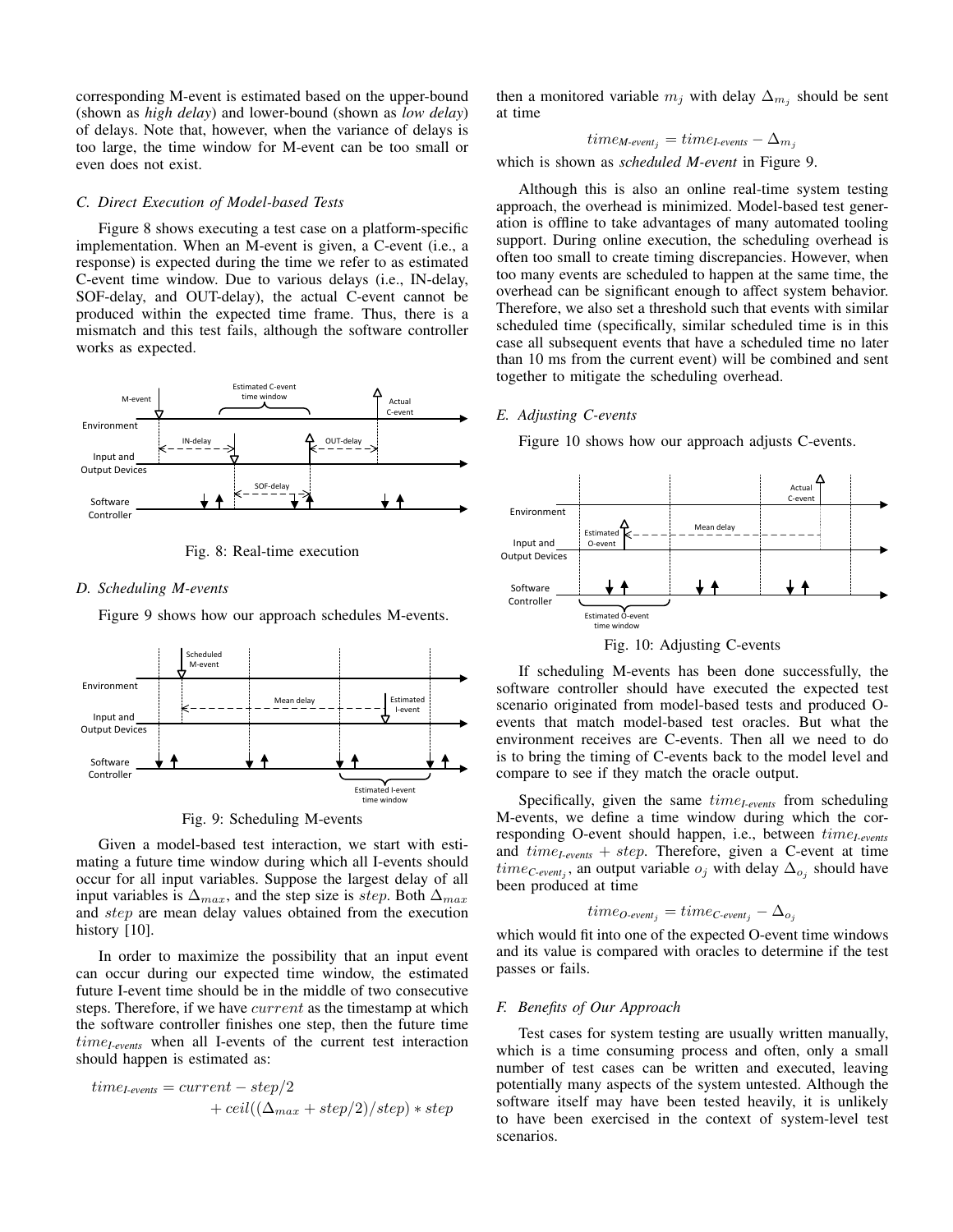corresponding M-event is estimated based on the upper-bound (shown as *high delay*) and lower-bound (shown as *low delay*) of delays. Note that, however, when the variance of delays is too large, the time window for M-event can be too small or even does not exist.

### C. Direct Execution of Model-based Tests

Figure 8 shows executing a test case on a platform-specific implementation. When an M-event is given, a C-event (i.e., a response) is expected during the time we refer to as estimated C-event time window. Due to various delays (i.e., IN-delay, SOF-delay, and OUT-delay), the actual C-event cannot be produced within the expected time frame. Thus, there is a mismatch and this test fails, although the software controller works as expected.

Fig. 8: Real-time execution

### D. Scheduling M-events

Figure 9 shows how our approach schedules M-events.

Fig. 9: Scheduling M-events

Given a model-based test interaction, we start with estimating a future time window during which all I-events should occur for all input variables. Suppose the largest delay of all input variables is $\Delta_{max}$, and the step size is $step$. Both $\Delta_{max}$ and $step$ are mean delay values obtained from the execution history [10].

In order to maximize the possibility that an input event can occur during our expected time window, the estimated future I-event time should be in the middle of two consecutive steps. Therefore, if we have $current$ as the timestamp at which the software controller finishes one step, then the future time $time_{\textit{I-events}}$ when all I-events of the current test interaction should happen is estimated as:

$$time_{\textit{I-events}} = current - step/2 + ceil((\Delta_{max} + step/2)/step) * step$$

then a monitored variable $m_j$ with delay $\Delta_{m_j}$ should be sent at time

$$time_{\textit{M-event}_j} = time_{\textit{I-events}} - \Delta_{m_j}$$

which is shown as *scheduled M-event* in Figure 9.

Although this is also an online real-time system testing approach, the overhead is minimized. Model-based test generation is offline to take advantages of many automated tooling support. During online execution, the scheduling overhead is often too small to create timing discrepancies. However, when too many events are scheduled to happen at the same time, the overhead can be significant enough to affect system behavior. Therefore, we also set a threshold such that events with similar scheduled time (specifically, similar scheduled time is in this case all subsequent events that have a scheduled time no later than 10 ms from the current event) will be combined and sent together to mitigate the scheduling overhead.

### E. Adjusting C-events

Figure 10 shows how our approach adjusts C-events.

Fig. 10: Adjusting C-events

If scheduling M-events has been done successfully, the software controller should have executed the expected test scenario originated from model-based tests and produced O-events that match model-based test oracles. But what the environment receives are C-events. Then all we need to do is to bring the timing of C-events back to the model level and compare to see if they match the oracle output.

Specifically, given the same $time_{\textit{I-events}}$ from scheduling M-events, we define a time window during which the corresponding O-event should happen, i.e., between $time_{\textit{I-events}}$ and $time_{\textit{I-events}} + step$. Therefore, given a C-event at time $time_{\textit{C-event}_j}$, an output variable $o_j$ with delay $\Delta_{o_j}$ should have been produced at time

$$time_{\textit{O-event}_j} = time_{\textit{C-event}_j} - \Delta_{o_j}$$

which would fit into one of the expected O-event time windows and its value is compared with oracles to determine if the test passes or fails.

### F. Benefits of Our Approach

Test cases for system testing are usually written manually, which is a time consuming process and often, only a small number of test cases can be written and executed, leaving potentially many aspects of the system untested. Although the software itself may have been tested heavily, it is unlikely to have been exercised in the context of system-level test scenarios.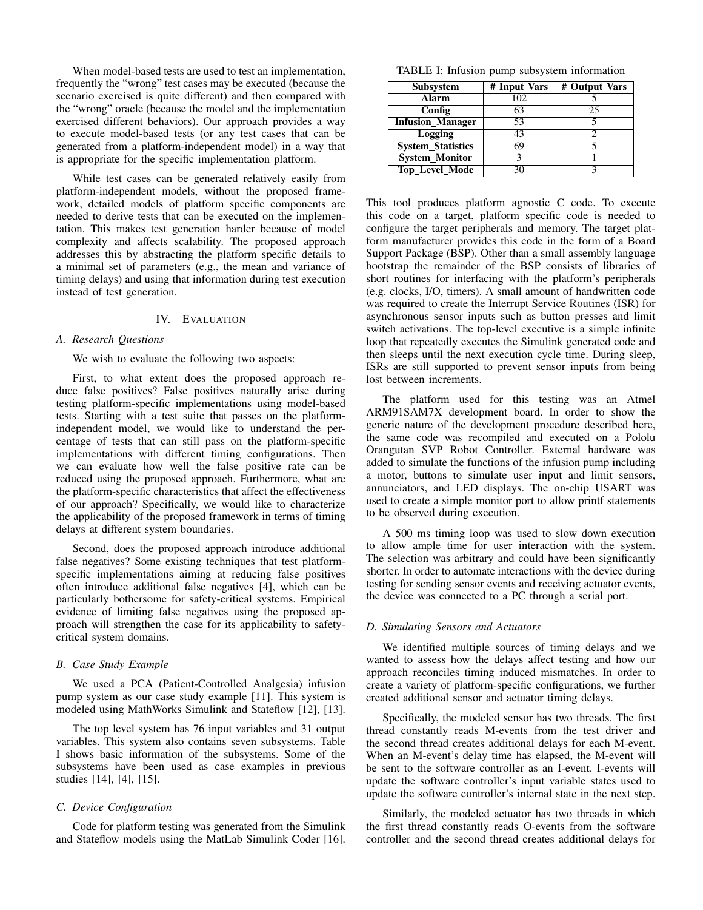When model-based tests are used to test an implementation, frequently the "wrong" test cases may be executed (because the scenario exercised is quite different) and then compared with the "wrong" oracle (because the model and the implementation exercised different behaviors). Our approach provides a way to execute model-based tests (or any test cases that can be generated from a platform-independent model) in a way that is appropriate for the specific implementation platform.

While test cases can be generated relatively easily from platform-independent models, without the proposed framework, detailed models of platform specific components are needed to derive tests that can be executed on the implementation. This makes test generation harder because of model complexity and affects scalability. The proposed approach addresses this by abstracting the platform specific details to a minimal set of parameters (e.g., the mean and variance of timing delays) and using that information during test execution instead of test generation.

## IV. Evaluation

### A. Research Questions

We wish to evaluate the following two aspects:

First, to what extent does the proposed approach reduce false positives? False positives naturally arise during testing platform-specific implementations using model-based tests. Starting with a test suite that passes on the platform-independent model, we would like to understand the percentage of tests that can still pass on the platform-specific implementations with different timing configurations. Then we can evaluate how well the false positive rate can be reduced using the proposed approach. Furthermore, what are the platform-specific characteristics that affect the effectiveness of our approach? Specifically, we would like to characterize the applicability of the proposed framework in terms of timing delays at different system boundaries.

Second, does the proposed approach introduce additional false negatives? Some existing techniques that test platform-specific implementations aiming at reducing false positives often introduce additional false negatives [4], which can be particularly bothersome for safety-critical systems. Empirical evidence of limiting false negatives using the proposed approach will strengthen the case for its applicability to safety-critical system domains.

### B. Case Study Example

We used a PCA (Patient-Controlled Analgesia) infusion pump system as our case study example [11]. This system is modeled using MathWorks Simulink and Stateflow [12], [13].

The top level system has 76 input variables and 31 output variables. This system also contains seven subsystems. Table I shows basic information of the subsystems. Some of the subsystems have been used as case examples in previous studies [14], [4], [15].

TABLE I: Infusion pump subsystem information

| Subsystem | # Input Vars | # Output Vars |
|---|---|---|
| **Alarm** | 102 | 5 |
| **Config** | 63 | 25 |
| **Infusion_Manager** | 53 | 5 |
| **Logging** | 43 | 2 |
| **System_Statistics** | 69 | 5 |
| **System_Monitor** | 3 | 1 |
| **Top_Level_Mode** | 30 | 3 |

### C. Device Configuration

Code for platform testing was generated from the Simulink and Stateflow models using the MatLab Simulink Coder [16]. This tool produces platform agnostic C code. To execute this code on a target, platform specific code is needed to configure the target peripherals and memory. The target platform manufacturer provides this code in the form of a Board Support Package (BSP). Other than a small assembly language bootstrap the remainder of the BSP consists of libraries of short routines for interfacing with the platform's peripherals (e.g. clocks, I/O, timers). A small amount of handwritten code was required to create the Interrupt Service Routines (ISR) for asynchronous sensor inputs such as button presses and limit switch activations. The top-level executive is a simple infinite loop that repeatedly executes the Simulink generated code and then sleeps until the next execution cycle time. During sleep, ISRs are still supported to prevent sensor inputs from being lost between increments.

The platform used for this testing was an Atmel ARM91SAM7X development board. In order to show the generic nature of the development procedure described here, the same code was recompiled and executed on a Pololu Orangutan SVP Robot Controller. External hardware was added to simulate the functions of the infusion pump including a motor, buttons to simulate user input and limit sensors, annunciators, and LED displays. The on-chip USART was used to create a simple monitor port to allow printf statements to be observed during execution.

A 500 ms timing loop was used to slow down execution to allow ample time for user interaction with the system. The selection was arbitrary and could have been significantly shorter. In order to automate interactions with the device during testing for sending sensor events and receiving actuator events, the device was connected to a PC through a serial port.

### D. Simulating Sensors and Actuators

We identified multiple sources of timing delays and we wanted to assess how the delays affect testing and how our approach reconciles timing induced mismatches. In order to create a variety of platform-specific configurations, we further created additional sensor and actuator timing delays.

Specifically, the modeled sensor has two threads. The first thread constantly reads M-events from the test driver and the second thread creates additional delays for each M-event. When an M-event's delay time has elapsed, the M-event will be sent to the software controller as an I-event. I-events will update the software controller's input variable states used to update the software controller's internal state in the next step.

Similarly, the modeled actuator has two threads in which the first thread constantly reads O-events from the software controller and the second thread creates additional delays for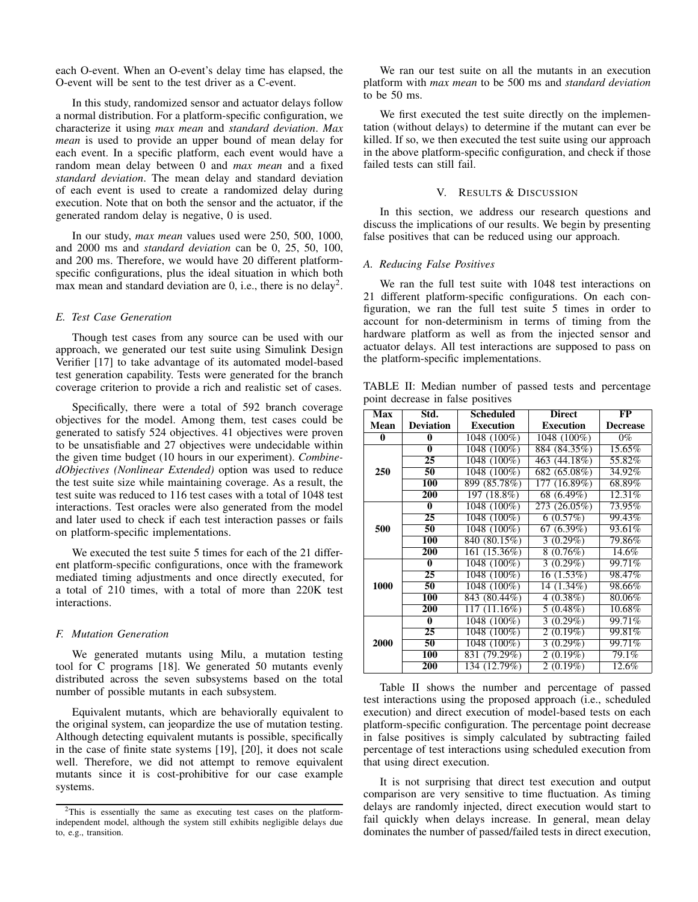each O-event. When an O-event's delay time has elapsed, the O-event will be sent to the test driver as a C-event.

In this study, randomized sensor and actuator delays follow a normal distribution. For a platform-specific configuration, we characterize it using *max mean* and *standard deviation*. *Max mean* is used to provide an upper bound of mean delay for each event. In a specific platform, each event would have a random mean delay between 0 and *max mean* and a fixed *standard deviation*. The mean delay and standard deviation of each event is used to create a randomized delay during execution. Note that on both the sensor and the actuator, if the generated random delay is negative, 0 is used.

In our study, *max mean* values used were 250, 500, 1000, and 2000 ms and *standard deviation* can be 0, 25, 50, 100, and 200 ms. Therefore, we would have 20 different platform-specific configurations, plus the ideal situation in which both max mean and standard deviation are 0, i.e., there is no delay[2].

### E. Test Case Generation

Though test cases from any source can be used with our approach, we generated our test suite using Simulink Design Verifier [17] to take advantage of its automated model-based test generation capability. Tests were generated for the branch coverage criterion to provide a rich and realistic set of cases.

Specifically, there were a total of 592 branch coverage objectives for the model. Among them, test cases could be generated to satisfy 524 objectives. 41 objectives were proven to be unsatisfiable and 27 objectives were undecidable within the given time budget (10 hours in our experiment). *CombinedObjectives (Nonlinear Extended)* option was used to reduce the test suite size while maintaining coverage. As a result, the test suite was reduced to 116 test cases with a total of 1048 test interactions. Test oracles were also generated from the model and later used to check if each test interaction passes or fails on platform-specific implementations.

We executed the test suite 5 times for each of the 21 different platform-specific configurations, once with the framework mediated timing adjustments and once directly executed, for a total of 210 times, with a total of more than 220K test interactions.

### F. Mutation Generation

We generated mutants using Milu, a mutation testing tool for C programs [18]. We generated 50 mutants evenly distributed across the seven subsystems based on the total number of possible mutants in each subsystem.

Equivalent mutants, which are behaviorally equivalent to the original system, can jeopardize the use of mutation testing. Although detecting equivalent mutants is possible, specifically in the case of finite state systems [19], [20], it does not scale well. Therefore, we did not attempt to remove equivalent mutants since it is cost-prohibitive for our case example systems.

[2]This is essentially the same as executing test cases on the platform-independent model, although the system still exhibits negligible delays due to, e.g., transition.

We ran our test suite on all the mutants in an execution platform with *max mean* to be 500 ms and *standard deviation* to be 50 ms.

We first executed the test suite directly on the implementation (without delays) to determine if the mutant can ever be killed. If so, we then executed the test suite using our approach in the above platform-specific configuration, and check if those failed tests can still fail.

## V. Results & Discussion

In this section, we address our research questions and discuss the implications of our results. We begin by presenting false positives that can be reduced using our approach.

### A. Reducing False Positives

We ran the full test suite with 1048 test interactions on 21 different platform-specific configurations. On each configuration, we ran the full test suite 5 times in order to account for non-determinism in terms of timing from the hardware platform as well as from the injected sensor and actuator delays. All test interactions are supposed to pass on the platform-specific implementations.

TABLE II: Median number of passed tests and percentage point decrease in false positives

| Max Mean | Std. Deviation | Scheduled Execution | Direct Execution | FP Decrease |
|---|---|---|---|---|
| **0** | **0** | 1048 (100%) | 1048 (100%) | 0% |
| **250** | **0** | 1048 (100%) | 884 (84.35%) | 15.65% |
| | **25** | 1048 (100%) | 463 (44.18%) | 55.82% |
| | **50** | 1048 (100%) | 682 (65.08%) | 34.92% |
| | **100** | 899 (85.78%) | 177 (16.89%) | 68.89% |
| | **200** | 197 (18.8%) | 68 (6.49%) | 12.31% |
| **500** | **0** | 1048 (100%) | 273 (26.05%) | 73.95% |
| | **25** | 1048 (100%) | 6 (0.57%) | 99.43% |
| | **50** | 1048 (100%) | 67 (6.39%) | 93.61% |
| | **100** | 840 (80.15%) | 3 (0.29%) | 79.86% |
| | **200** | 161 (15.36%) | 8 (0.76%) | 14.6% |
| **1000** | **0** | 1048 (100%) | 3 (0.29%) | 99.71% |
| | **25** | 1048 (100%) | 16 (1.53%) | 98.47% |
| | **50** | 1048 (100%) | 14 (1.34%) | 98.66% |
| | **100** | 843 (80.44%) | 4 (0.38%) | 80.06% |
| | **200** | 117 (11.16%) | 5 (0.48%) | 10.68% |
| **2000** | **0** | 1048 (100%) | 3 (0.29%) | 99.71% |
| | **25** | 1048 (100%) | 2 (0.19%) | 99.81% |
| | **50** | 1048 (100%) | 3 (0.29%) | 99.71% |
| | **100** | 831 (79.29%) | 2 (0.19%) | 79.1% |
| | **200** | 134 (12.79%) | 2 (0.19%) | 12.6% |

Table II shows the number and percentage of passed test interactions using the proposed approach (i.e., scheduled execution) and direct execution of model-based tests on each platform-specific configuration. The percentage point decrease in false positives is simply calculated by subtracting failed percentage of test interactions using scheduled execution from that using direct execution.

It is not surprising that direct test execution and output comparison are very sensitive to time fluctuation. As timing delays are randomly injected, direct execution would start to fail quickly when delays increase. In general, mean delay dominates the number of passed/failed tests in direct execution,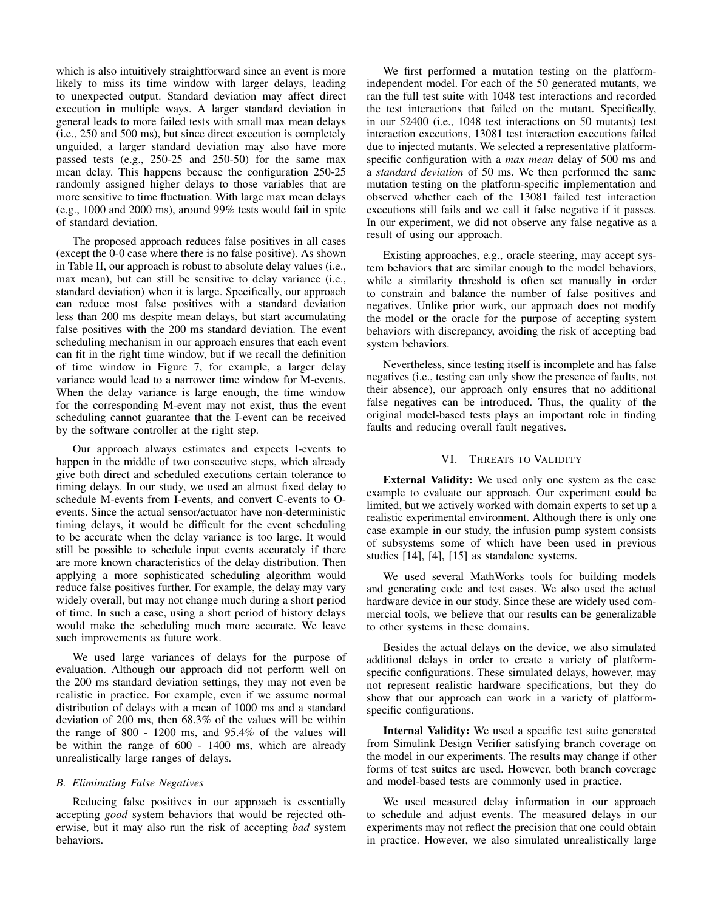which is also intuitively straightforward since an event is more likely to miss its time window with larger delays, leading to unexpected output. Standard deviation may affect direct execution in multiple ways. A larger standard deviation in general leads to more failed tests with small max mean delays (i.e., 250 and 500 ms), but since direct execution is completely unguided, a larger standard deviation may also have more passed tests (e.g., 250-25 and 250-50) for the same max mean delay. This happens because the configuration 250-25 randomly assigned higher delays to those variables that are more sensitive to time fluctuation. With large max mean delays (e.g., 1000 and 2000 ms), around 99% tests would fail in spite of standard deviation.

The proposed approach reduces false positives in all cases (except the 0-0 case where there is no false positive). As shown in Table II, our approach is robust to absolute delay values (i.e., max mean), but can still be sensitive to delay variance (i.e., standard deviation) when it is large. Specifically, our approach can reduce most false positives with a standard deviation less than 200 ms despite mean delays, but start accumulating false positives with the 200 ms standard deviation. The event scheduling mechanism in our approach ensures that each event can fit in the right time window, but if we recall the definition of time window in Figure 7, for example, a larger delay variance would lead to a narrower time window for M-events. When the delay variance is large enough, the time window for the corresponding M-event may not exist, thus the event scheduling cannot guarantee that the I-event can be received by the software controller at the right step.

Our approach always estimates and expects I-events to happen in the middle of two consecutive steps, which already give both direct and scheduled executions certain tolerance to timing delays. In our study, we used an almost fixed delay to schedule M-events from I-events, and convert C-events to O-events. Since the actual sensor/actuator have non-deterministic timing delays, it would be difficult for the event scheduling to be accurate when the delay variance is too large. It would still be possible to schedule input events accurately if there are more known characteristics of the delay distribution. Then applying a more sophisticated scheduling algorithm would reduce false positives further. For example, the delay may vary widely overall, but may not change much during a short period of time. In such a case, using a short period of history delays would make the scheduling much more accurate. We leave such improvements as future work.

We used large variances of delays for the purpose of evaluation. Although our approach did not perform well on the 200 ms standard deviation settings, they may not even be realistic in practice. For example, even if we assume normal distribution of delays with a mean of 1000 ms and a standard deviation of 200 ms, then 68.3% of the values will be within the range of 800 - 1200 ms, and 95.4% of the values will be within the range of 600 - 1400 ms, which are already unrealistically large ranges of delays.

### B. Eliminating False Negatives

Reducing false positives in our approach is essentially accepting *good* system behaviors that would be rejected otherwise, but it may also run the risk of accepting *bad* system behaviors.

We first performed a mutation testing on the platform-independent model. For each of the 50 generated mutants, we ran the full test suite with 1048 test interactions and recorded the test interactions that failed on the mutant. Specifically, in our 52400 (i.e., 1048 test interactions on 50 mutants) test interaction executions, 13081 test interaction executions failed due to injected mutants. We selected a representative platform-specific configuration with a *max mean* delay of 500 ms and a *standard deviation* of 50 ms. We then performed the same mutation testing on the platform-specific implementation and observed whether each of the 13081 failed test interaction executions still fails and we call it false negative if it passes. In our experiment, we did not observe any false negative as a result of using our approach.

Existing approaches, e.g., oracle steering, may accept system behaviors that are similar enough to the model behaviors, while a similarity threshold is often set manually in order to constrain and balance the number of false positives and negatives. Unlike prior work, our approach does not modify the model or the oracle for the purpose of accepting system behaviors with discrepancy, avoiding the risk of accepting bad system behaviors.

Nevertheless, since testing itself is incomplete and has false negatives (i.e., testing can only show the presence of faults, not their absence), our approach only ensures that no additional false negatives can be introduced. Thus, the quality of the original model-based tests plays an important role in finding faults and reducing overall fault negatives.

## VI. Threats to Validity

**External Validity:** We used only one system as the case example to evaluate our approach. Our experiment could be limited, but we actively worked with domain experts to set up a realistic experimental environment. Although there is only one case example in our study, the infusion pump system consists of subsystems some of which have been used in previous studies [14], [4], [15] as standalone systems.

We used several MathWorks tools for building models and generating code and test cases. We also used the actual hardware device in our study. Since these are widely used commercial tools, we believe that our results can be generalizable to other systems in these domains.

Besides the actual delays on the device, we also simulated additional delays in order to create a variety of platform-specific configurations. These simulated delays, however, may not represent realistic hardware specifications, but they do show that our approach can work in a variety of platform-specific configurations.

**Internal Validity:** We used a specific test suite generated from Simulink Design Verifier satisfying branch coverage on the model in our experiments. The results may change if other forms of test suites are used. However, both branch coverage and model-based tests are commonly used in practice.

We used measured delay information in our approach to schedule and adjust events. The measured delays in our experiments may not reflect the precision that one could obtain in practice. However, we also simulated unrealistically large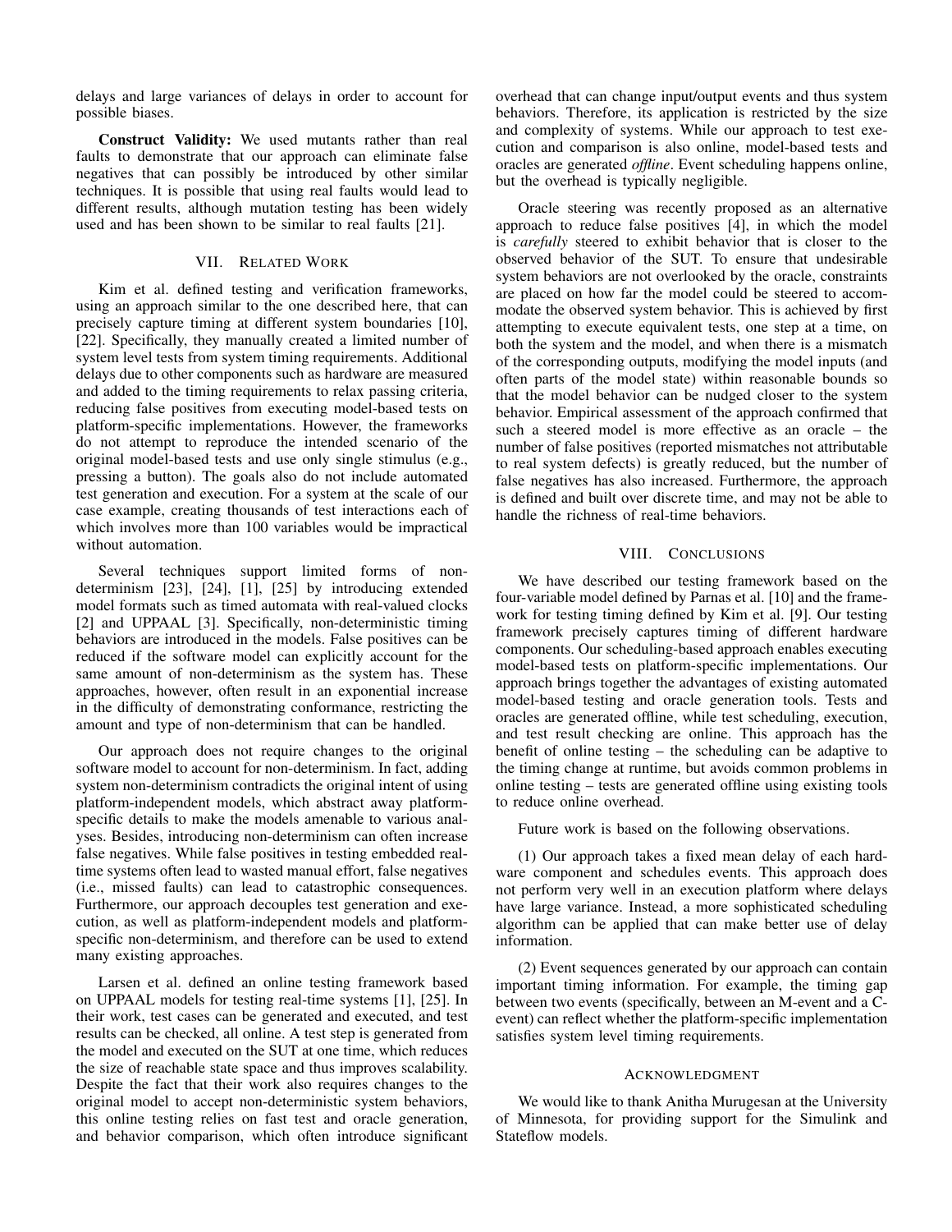delays and large variances of delays in order to account for possible biases.

**Construct Validity:** We used mutants rather than real faults to demonstrate that our approach can eliminate false negatives that can possibly be introduced by other similar techniques. It is possible that using real faults would lead to different results, although mutation testing has been widely used and has been shown to be similar to real faults [21].

## VII. Related Work

Kim et al. defined testing and verification frameworks, using an approach similar to the one described here, that can precisely capture timing at different system boundaries [10], [22]. Specifically, they manually created a limited number of system level tests from system timing requirements. Additional delays due to other components such as hardware are measured and added to the timing requirements to relax passing criteria, reducing false positives from executing model-based tests on platform-specific implementations. However, the frameworks do not attempt to reproduce the intended scenario of the original model-based tests and use only single stimulus (e.g., pressing a button). The goals also do not include automated test generation and execution. For a system at the scale of our case example, creating thousands of test interactions each of which involves more than 100 variables would be impractical without automation.

Several techniques support limited forms of non-determinism [23], [24], [1], [25] by introducing extended model formats such as timed automata with real-valued clocks [2] and UPPAAL [3]. Specifically, non-deterministic timing behaviors are introduced in the models. False positives can be reduced if the software model can explicitly account for the same amount of non-determinism as the system has. These approaches, however, often result in an exponential increase in the difficulty of demonstrating conformance, restricting the amount and type of non-determinism that can be handled.

Our approach does not require changes to the original software model to account for non-determinism. In fact, adding system non-determinism contradicts the original intent of using platform-independent models, which abstract away platform-specific details to make the models amenable to various analyses. Besides, introducing non-determinism can often increase false negatives. While false positives in testing embedded real-time systems often lead to wasted manual effort, false negatives (i.e., missed faults) can lead to catastrophic consequences. Furthermore, our approach decouples test generation and execution, as well as platform-independent models and platform-specific non-determinism, and therefore can be used to extend many existing approaches.

Larsen et al. defined an online testing framework based on UPPAAL models for testing real-time systems [1], [25]. In their work, test cases can be generated and executed, and test results can be checked, all online. A test step is generated from the model and executed on the SUT at one time, which reduces the size of reachable state space and thus improves scalability. Despite the fact that their work also requires changes to the original model to accept non-deterministic system behaviors, this online testing relies on fast test and oracle generation, and behavior comparison, which often introduce significant overhead that can change input/output events and thus system behaviors. Therefore, its application is restricted by the size and complexity of systems. While our approach to test execution and comparison is also online, model-based tests and oracles are generated *offline*. Event scheduling happens online, but the overhead is typically negligible.

Oracle steering was recently proposed as an alternative approach to reduce false positives [4], in which the model is *carefully* steered to exhibit behavior that is closer to the observed behavior of the SUT. To ensure that undesirable system behaviors are not overlooked by the oracle, constraints are placed on how far the model could be steered to accommodate the observed system behavior. This is achieved by first attempting to execute equivalent tests, one step at a time, on both the system and the model, and when there is a mismatch of the corresponding outputs, modifying the model inputs (and often parts of the model state) within reasonable bounds so that the model behavior can be nudged closer to the system behavior. Empirical assessment of the approach confirmed that such a steered model is more effective as an oracle – the number of false positives (reported mismatches not attributable to real system defects) is greatly reduced, but the number of false negatives has also increased. Furthermore, the approach is defined and built over discrete time, and may not be able to handle the richness of real-time behaviors.

## VIII. Conclusions

We have described our testing framework based on the four-variable model defined by Parnas et al. [10] and the framework for testing timing defined by Kim et al. [9]. Our testing framework precisely captures timing of different hardware components. Our scheduling-based approach enables executing model-based tests on platform-specific implementations. Our approach brings together the advantages of existing automated model-based testing and oracle generation tools. Tests and oracles are generated offline, while test scheduling, execution, and test result checking are online. This approach has the benefit of online testing – the scheduling can be adaptive to the timing change at runtime, but avoids common problems in online testing – tests are generated offline using existing tools to reduce online overhead.

Future work is based on the following observations.

(1) Our approach takes a fixed mean delay of each hardware component and schedules events. This approach does not perform very well in an execution platform where delays have large variance. Instead, a more sophisticated scheduling algorithm can be applied that can make better use of delay information.

(2) Event sequences generated by our approach can contain important timing information. For example, the timing gap between two events (specifically, between an M-event and a C-event) can reflect whether the platform-specific implementation satisfies system level timing requirements.

## Acknowledgment

We would like to thank Anitha Murugesan at the University of Minnesota, for providing support for the Simulink and Stateflow models.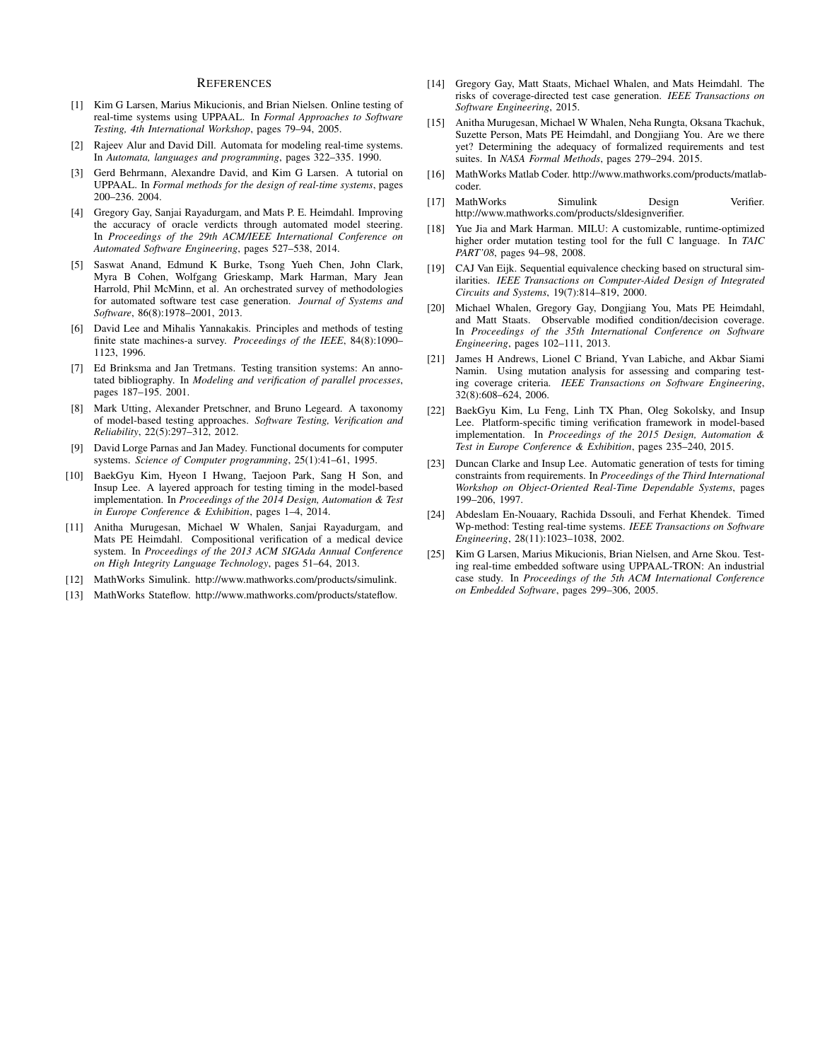## REFERENCES

[1] Kim G Larsen, Marius Mikucionis, and Brian Nielsen. Online testing of real-time systems using UPPAAL. In *Formal Approaches to Software Testing, 4th International Workshop*, pages 79–94, 2005.

[2] Rajeev Alur and David Dill. Automata for modeling real-time systems. In *Automata, languages and programming*, pages 322–335. 1990.

[3] Gerd Behrmann, Alexandre David, and Kim G Larsen. A tutorial on UPPAAL. In *Formal methods for the design of real-time systems*, pages 200–236. 2004.

[4] Gregory Gay, Sanjai Rayadurgam, and Mats P. E. Heimdahl. Improving the accuracy of oracle verdicts through automated model steering. In *Proceedings of the 29th ACM/IEEE International Conference on Automated Software Engineering*, pages 527–538, 2014.

[5] Saswat Anand, Edmund K Burke, Tsong Yueh Chen, John Clark, Myra B Cohen, Wolfgang Grieskamp, Mark Harman, Mary Jean Harrold, Phil McMinn, et al. An orchestrated survey of methodologies for automated software test case generation. *Journal of Systems and Software*, 86(8):1978–2001, 2013.

[6] David Lee and Mihalis Yannakakis. Principles and methods of testing finite state machines-a survey. *Proceedings of the IEEE*, 84(8):1090–1123, 1996.

[7] Ed Brinksma and Jan Tretmans. Testing transition systems: An annotated bibliography. In *Modeling and verification of parallel processes*, pages 187–195. 2001.

[8] Mark Utting, Alexander Pretschner, and Bruno Legeard. A taxonomy of model-based testing approaches. *Software Testing, Verification and Reliability*, 22(5):297–312, 2012.

[9] David Lorge Parnas and Jan Madey. Functional documents for computer systems. *Science of Computer programming*, 25(1):41–61, 1995.

[10] BaekGyu Kim, Hyeon I Hwang, Taejoon Park, Sang H Son, and Insup Lee. A layered approach for testing timing in the model-based implementation. In *Proceedings of the 2014 Design, Automation & Test in Europe Conference & Exhibition*, pages 1–4, 2014.

[11] Anitha Murugesan, Michael W Whalen, Sanjai Rayadurgam, and Mats PE Heimdahl. Compositional verification of a medical device system. In *Proceedings of the 2013 ACM SIGAda Annual Conference on High Integrity Language Technology*, pages 51–64, 2013.

[12] MathWorks Simulink. http://www.mathworks.com/products/simulink.

[13] MathWorks Stateflow. http://www.mathworks.com/products/stateflow.

[14] Gregory Gay, Matt Staats, Michael Whalen, and Mats Heimdahl. The risks of coverage-directed test case generation. *IEEE Transactions on Software Engineering*, 2015.

[15] Anitha Murugesan, Michael W Whalen, Neha Rungta, Oksana Tkachuk, Suzette Person, Mats PE Heimdahl, and Dongjiang You. Are we there yet? Determining the adequacy of formalized requirements and test suites. In *NASA Formal Methods*, pages 279–294. 2015.

[16] MathWorks Matlab Coder. http://www.mathworks.com/products/matlab-coder.

[17] MathWorks Simulink Design Verifier. http://www.mathworks.com/products/sldesignverifier.

[18] Yue Jia and Mark Harman. MILU: A customizable, runtime-optimized higher order mutation testing tool for the full C language. In *TAIC PART'08*, pages 94–98, 2008.

[19] CAJ Van Eijk. Sequential equivalence checking based on structural similarities. *IEEE Transactions on Computer-Aided Design of Integrated Circuits and Systems*, 19(7):814–819, 2000.

[20] Michael Whalen, Gregory Gay, Dongjiang You, Mats PE Heimdahl, and Matt Staats. Observable modified condition/decision coverage. In *Proceedings of the 35th International Conference on Software Engineering*, pages 102–111, 2013.

[21] James H Andrews, Lionel C Briand, Yvan Labiche, and Akbar Siami Namin. Using mutation analysis for assessing and comparing testing coverage criteria. *IEEE Transactions on Software Engineering*, 32(8):608–624, 2006.

[22] BaekGyu Kim, Lu Feng, Linh TX Phan, Oleg Sokolsky, and Insup Lee. Platform-specific timing verification framework in model-based implementation. In *Proceedings of the 2015 Design, Automation & Test in Europe Conference & Exhibition*, pages 235–240, 2015.

[23] Duncan Clarke and Insup Lee. Automatic generation of tests for timing constraints from requirements. In *Proceedings of the Third International Workshop on Object-Oriented Real-Time Dependable Systems*, pages 199–206, 1997.

[24] Abdeslam En-Nouaary, Rachida Dssouli, and Ferhat Khendek. Timed Wp-method: Testing real-time systems. *IEEE Transactions on Software Engineering*, 28(11):1023–1038, 2002.

[25] Kim G Larsen, Marius Mikucionis, Brian Nielsen, and Arne Skou. Testing real-time embedded software using UPPAAL-TRON: An industrial case study. In *Proceedings of the 5th ACM International Conference on Embedded Software*, pages 299–306, 2005.